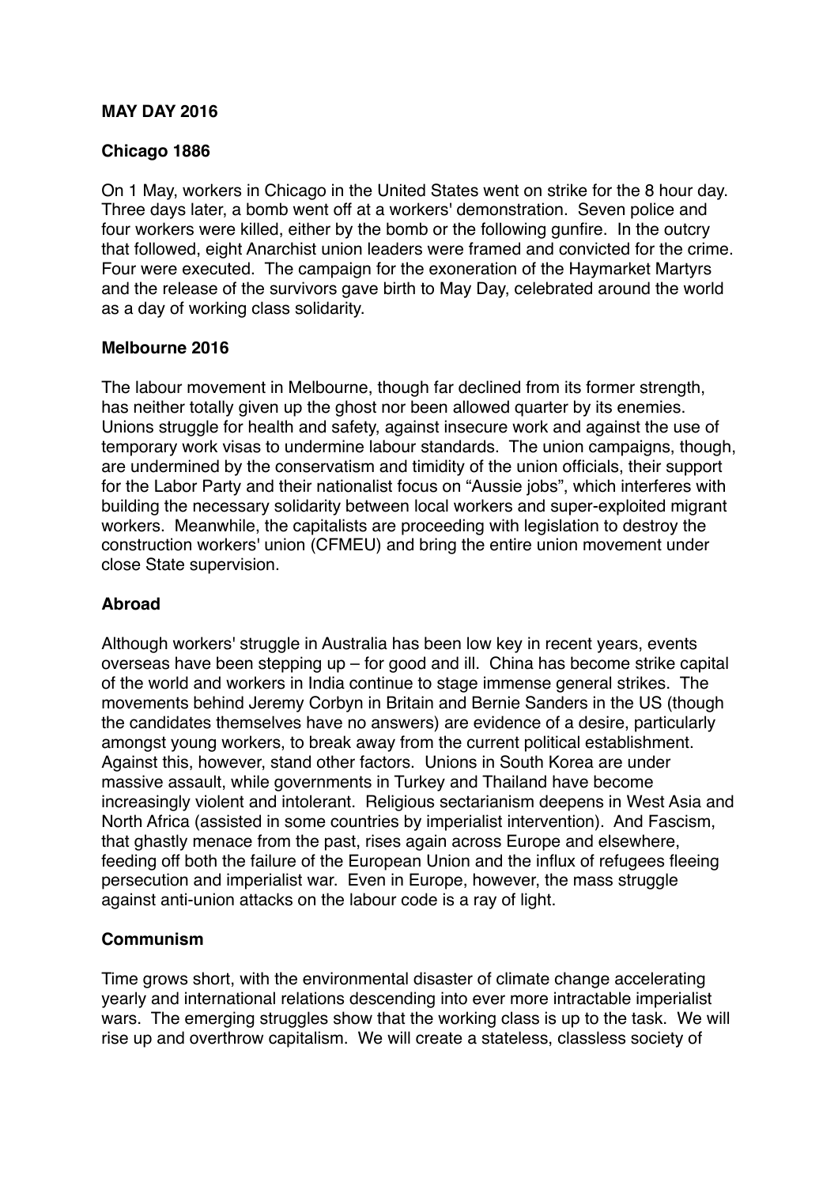**MAY DAY 2016**

**Chicago 1886**

On 1 May, workers in Chicago in the United States went on strike for the 8 hour day. Three days later, a bomb went off at a workers' demonstration. Seven police and four workers were killed, either by the bomb or the following gunfire. In the outcry that followed, eight Anarchist union leaders were framed and convicted for the crime. Four were executed. The campaign for the exoneration of the Haymarket Martyrs and the release of the survivors gave birth to May Day, celebrated around the world as a day of working class solidarity.

**Melbourne 2016**

The labour movement in Melbourne, though far declined from its former strength, has neither totally given up the ghost nor been allowed quarter by its enemies. Unions struggle for health and safety, against insecure work and against the use of temporary work visas to undermine labour standards. The union campaigns, though, are undermined by the conservatism and timidity of the union officials, their support for the Labor Party and their nationalist focus on "Aussie jobs", which interferes with building the necessary solidarity between local workers and super-exploited migrant workers. Meanwhile, the capitalists are proceeding with legislation to destroy the construction workers' union (CFMEU) and bring the entire union movement under close State supervision.

**Abroad**

Although workers' struggle in Australia has been low key in recent years, events overseas have been stepping up – for good and ill. China has become strike capital of the world and workers in India continue to stage immense general strikes. The movements behind Jeremy Corbyn in Britain and Bernie Sanders in the US (though the candidates themselves have no answers) are evidence of a desire, particularly amongst young workers, to break away from the current political establishment. Against this, however, stand other factors. Unions in South Korea are under massive assault, while governments in Turkey and Thailand have become increasingly violent and intolerant. Religious sectarianism deepens in West Asia and North Africa (assisted in some countries by imperialist intervention). And Fascism, that ghastly menace from the past, rises again across Europe and elsewhere, feeding off both the failure of the European Union and the influx of refugees fleeing persecution and imperialist war. Even in Europe, however, the mass struggle against anti-union attacks on the labour code is a ray of light.

**Communism**

Time grows short, with the environmental disaster of climate change accelerating yearly and international relations descending into ever more intractable imperialist wars. The emerging struggles show that the working class is up to the task. We will rise up and overthrow capitalism. We will create a stateless, classless society of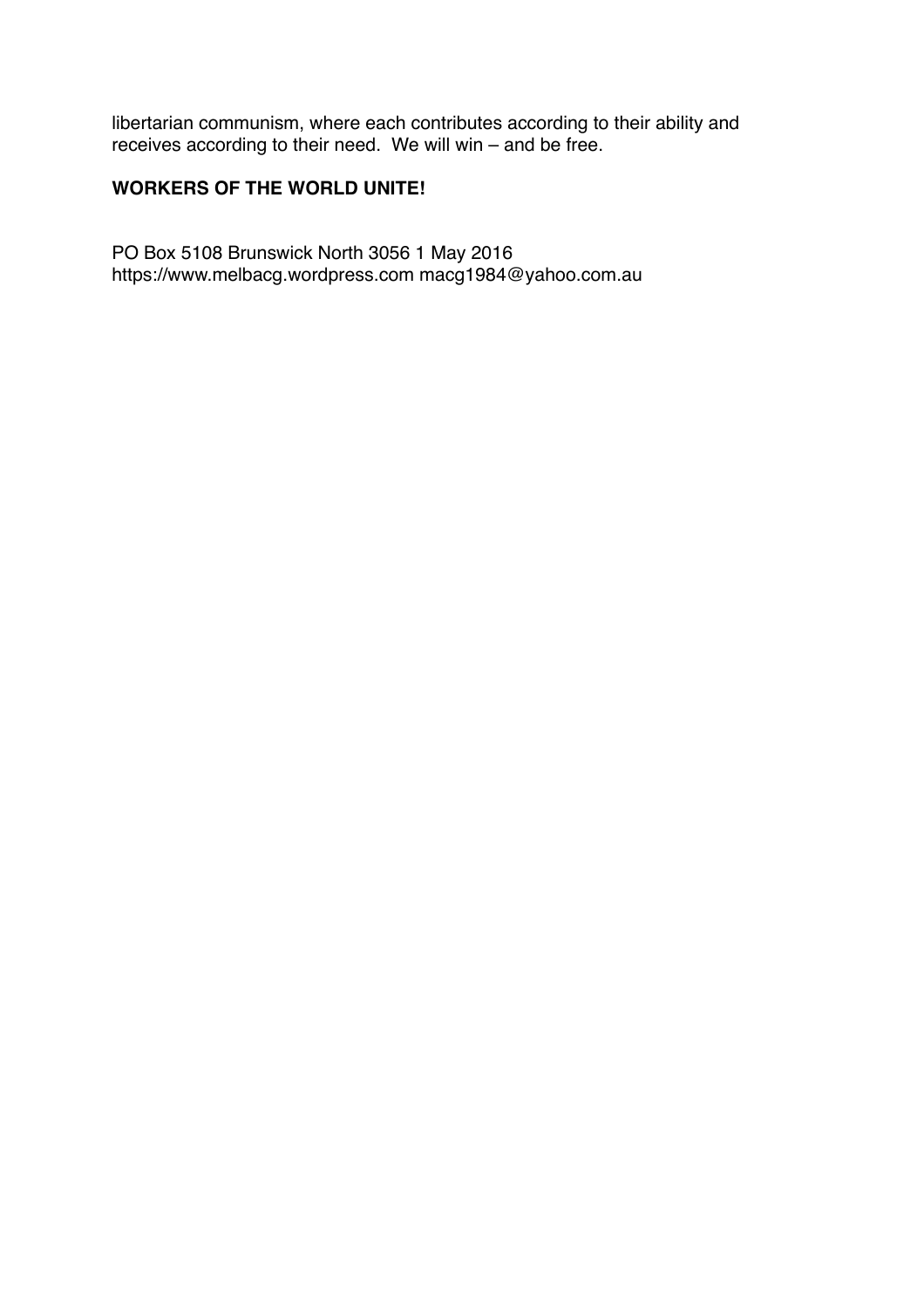libertarian communism, where each contributes according to their ability and receives according to their need. We will win – and be free.

**WORKERS OF THE WORLD UNITE!**

PO Box 5108 Brunswick North 3056 1 May 2016
https://www.melbacg.wordpress.com macg1984@yahoo.com.au